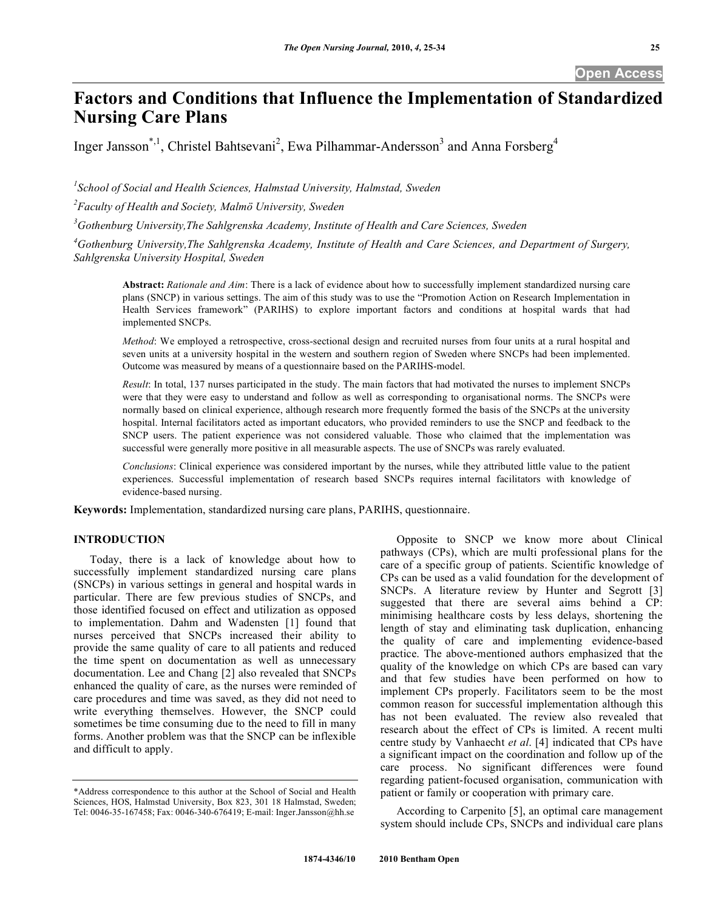# Factors and Conditions that Influence the Implementation of Standardized Nursing Care Plans

Inger Jansson[*,1], Christel Bahtsevani[2], Ewa Pilhammar-Andersson[3] and Anna Forsberg[4]

[1] *School of Social and Health Sciences, Halmstad University, Halmstad, Sweden*

[2] *Faculty of Health and Society, Malmö University, Sweden*

[3] *Gothenburg University,The Sahlgrenska Academy, Institute of Health and Care Sciences, Sweden*

[4] *Gothenburg University,The Sahlgrenska Academy, Institute of Health and Care Sciences, and Department of Surgery, Sahlgrenska University Hospital, Sweden*

**Abstract:** *Rationale and Aim*: There is a lack of evidence about how to successfully implement standardized nursing care plans (SNCP) in various settings. The aim of this study was to use the "Promotion Action on Research Implementation in Health Services framework" (PARIHS) to explore important factors and conditions at hospital wards that had implemented SNCPs.

*Method*: We employed a retrospective, cross-sectional design and recruited nurses from four units at a rural hospital and seven units at a university hospital in the western and southern region of Sweden where SNCPs had been implemented. Outcome was measured by means of a questionnaire based on the PARIHS-model.

*Result*: In total, 137 nurses participated in the study. The main factors that had motivated the nurses to implement SNCPs were that they were easy to understand and follow as well as corresponding to organisational norms. The SNCPs were normally based on clinical experience, although research more frequently formed the basis of the SNCPs at the university hospital. Internal facilitators acted as important educators, who provided reminders to use the SNCP and feedback to the SNCP users. The patient experience was not considered valuable. Those who claimed that the implementation was successful were generally more positive in all measurable aspects. The use of SNCPs was rarely evaluated.

*Conclusions*: Clinical experience was considered important by the nurses, while they attributed little value to the patient experiences. Successful implementation of research based SNCPs requires internal facilitators with knowledge of evidence-based nursing.

**Keywords:** Implementation, standardized nursing care plans, PARIHS, questionnaire.

## INTRODUCTION

Today, there is a lack of knowledge about how to successfully implement standardized nursing care plans (SNCPs) in various settings in general and hospital wards in particular. There are few previous studies of SNCPs, and those identified focused on effect and utilization as opposed to implementation. Dahm and Wadensten [1] found that nurses perceived that SNCPs increased their ability to provide the same quality of care to all patients and reduced the time spent on documentation as well as unnecessary documentation. Lee and Chang [2] also revealed that SNCPs enhanced the quality of care, as the nurses were reminded of care procedures and time was saved, as they did not need to write everything themselves. However, the SNCP could sometimes be time consuming due to the need to fill in many forms. Another problem was that the SNCP can be inflexible and difficult to apply.

Opposite to SNCP we know more about Clinical pathways (CPs), which are multi professional plans for the care of a specific group of patients. Scientific knowledge of CPs can be used as a valid foundation for the development of SNCPs. A literature review by Hunter and Segrott [3] suggested that there are several aims behind a CP: minimising healthcare costs by less delays, shortening the length of stay and eliminating task duplication, enhancing the quality of care and implementing evidence-based practice. The above-mentioned authors emphasized that the quality of the knowledge on which CPs are based can vary and that few studies have been performed on how to implement CPs properly. Facilitators seem to be the most common reason for successful implementation although this has not been evaluated. The review also revealed that research about the effect of CPs is limited. A recent multi centre study by Vanhaecht *et al*. [4] indicated that CPs have a significant impact on the coordination and follow up of the care process. No significant differences were found regarding patient-focused organisation, communication with patient or family or cooperation with primary care.

According to Carpenito [5], an optimal care management system should include CPs, SNCPs and individual care plans

*Address correspondence to this author at the School of Social and Health Sciences, HOS, Halmstad University, Box 823, 301 18 Halmstad, Sweden; Tel: 0046-35-167458; Fax: 0046-340-676419; E-mail: Inger.Jansson@hh.se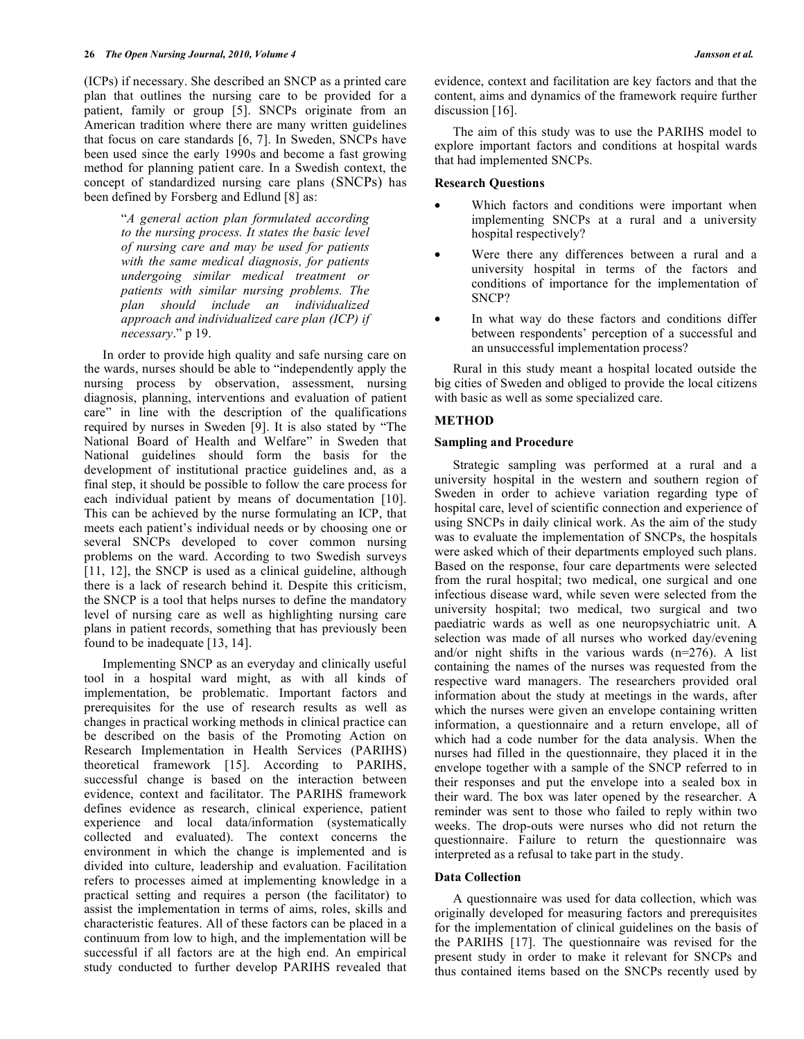(ICPs) if necessary. She described an SNCP as a printed care plan that outlines the nursing care to be provided for a patient, family or group [5]. SNCPs originate from an American tradition where there are many written guidelines that focus on care standards [6, 7]. In Sweden, SNCPs have been used since the early 1990s and become a fast growing method for planning patient care. In a Swedish context, the concept of standardized nursing care plans (SNCPs) has been defined by Forsberg and Edlund [8] as:

> "*A general action plan formulated according to the nursing process. It states the basic level of nursing care and may be used for patients with the same medical diagnosis, for patients undergoing similar medical treatment or patients with similar nursing problems. The plan should include an individualized approach and individualized care plan (ICP) if necessary*." p 19.

In order to provide high quality and safe nursing care on the wards, nurses should be able to "independently apply the nursing process by observation, assessment, nursing diagnosis, planning, interventions and evaluation of patient care" in line with the description of the qualifications required by nurses in Sweden [9]. It is also stated by "The National Board of Health and Welfare" in Sweden that National guidelines should form the basis for the development of institutional practice guidelines and, as a final step, it should be possible to follow the care process for each individual patient by means of documentation [10]. This can be achieved by the nurse formulating an ICP, that meets each patient's individual needs or by choosing one or several SNCPs developed to cover common nursing problems on the ward. According to two Swedish surveys [11, 12], the SNCP is used as a clinical guideline, although there is a lack of research behind it. Despite this criticism, the SNCP is a tool that helps nurses to define the mandatory level of nursing care as well as highlighting nursing care plans in patient records, something that has previously been found to be inadequate [13, 14].

Implementing SNCP as an everyday and clinically useful tool in a hospital ward might, as with all kinds of implementation, be problematic. Important factors and prerequisites for the use of research results as well as changes in practical working methods in clinical practice can be described on the basis of the Promoting Action on Research Implementation in Health Services (PARIHS) theoretical framework [15]. According to PARIHS, successful change is based on the interaction between evidence, context and facilitator. The PARIHS framework defines evidence as research, clinical experience, patient experience and local data/information (systematically collected and evaluated). The context concerns the environment in which the change is implemented and is divided into culture, leadership and evaluation. Facilitation refers to processes aimed at implementing knowledge in a practical setting and requires a person (the facilitator) to assist the implementation in terms of aims, roles, skills and characteristic features. All of these factors can be placed in a continuum from low to high, and the implementation will be successful if all factors are at the high end. An empirical study conducted to further develop PARIHS revealed that evidence, context and facilitation are key factors and that the content, aims and dynamics of the framework require further discussion [16].

The aim of this study was to use the PARIHS model to explore important factors and conditions at hospital wards that had implemented SNCPs.

### Research Questions

- Which factors and conditions were important when implementing SNCPs at a rural and a university hospital respectively?
- Were there any differences between a rural and a university hospital in terms of the factors and conditions of importance for the implementation of SNCP?
- In what way do these factors and conditions differ between respondents' perception of a successful and an unsuccessful implementation process?

Rural in this study meant a hospital located outside the big cities of Sweden and obliged to provide the local citizens with basic as well as some specialized care.

## METHOD

### Sampling and Procedure

Strategic sampling was performed at a rural and a university hospital in the western and southern region of Sweden in order to achieve variation regarding type of hospital care, level of scientific connection and experience of using SNCPs in daily clinical work. As the aim of the study was to evaluate the implementation of SNCPs, the hospitals were asked which of their departments employed such plans. Based on the response, four care departments were selected from the rural hospital; two medical, one surgical and one infectious disease ward, while seven were selected from the university hospital; two medical, two surgical and two paediatric wards as well as one neuropsychiatric unit. A selection was made of all nurses who worked day/evening and/or night shifts in the various wards (n=276). A list containing the names of the nurses was requested from the respective ward managers. The researchers provided oral information about the study at meetings in the wards, after which the nurses were given an envelope containing written information, a questionnaire and a return envelope, all of which had a code number for the data analysis. When the nurses had filled in the questionnaire, they placed it in the envelope together with a sample of the SNCP referred to in their responses and put the envelope into a sealed box in their ward. The box was later opened by the researcher. A reminder was sent to those who failed to reply within two weeks. The drop-outs were nurses who did not return the questionnaire. Failure to return the questionnaire was interpreted as a refusal to take part in the study.

### Data Collection

A questionnaire was used for data collection, which was originally developed for measuring factors and prerequisites for the implementation of clinical guidelines on the basis of the PARIHS [17]. The questionnaire was revised for the present study in order to make it relevant for SNCPs and thus contained items based on the SNCPs recently used by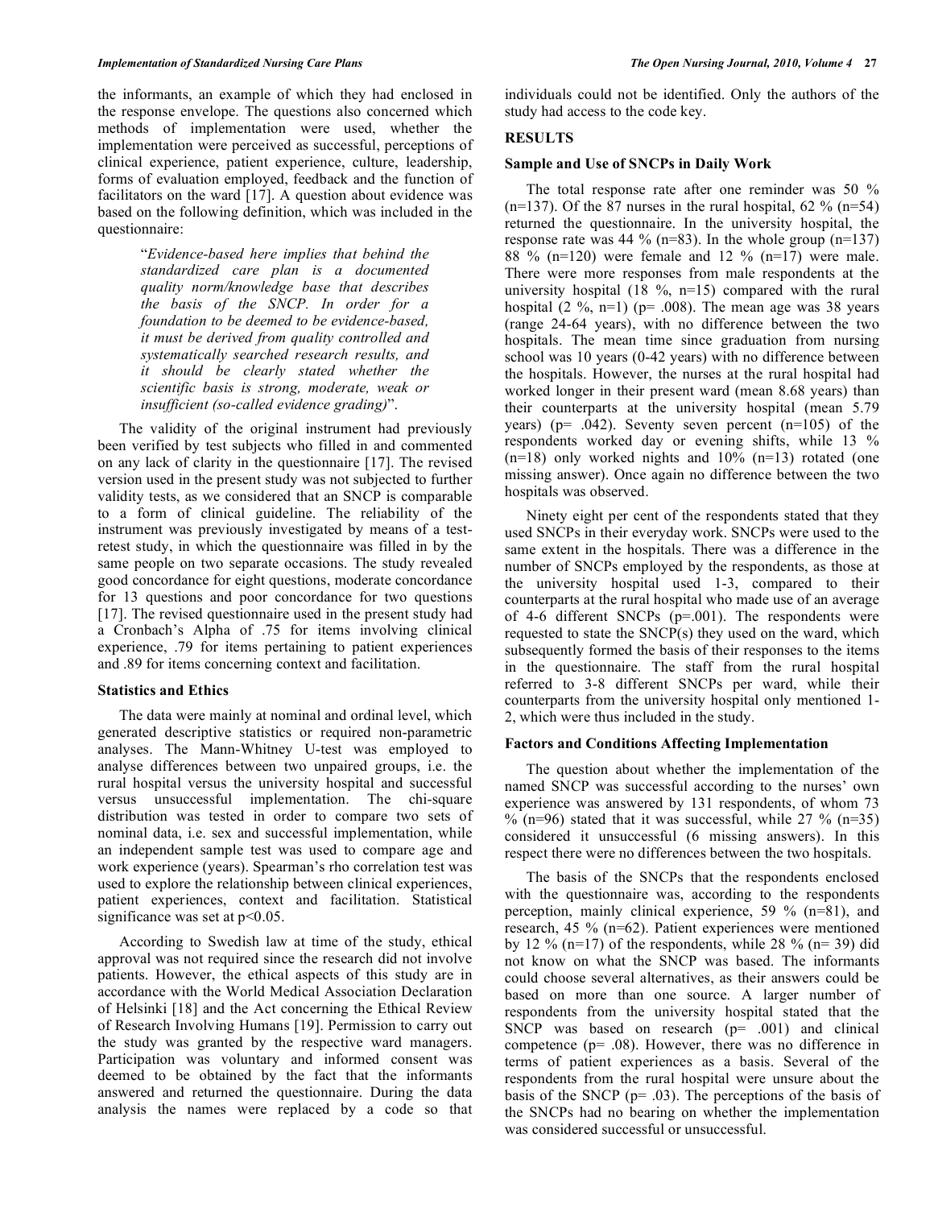the informants, an example of which they had enclosed in the response envelope. The questions also concerned which methods of implementation were used, whether the implementation were perceived as successful, perceptions of clinical experience, patient experience, culture, leadership, forms of evaluation employed, feedback and the function of facilitators on the ward [17]. A question about evidence was based on the following definition, which was included in the questionnaire:

> "*Evidence-based here implies that behind the standardized care plan is a documented quality norm/knowledge base that describes the basis of the SNCP. In order for a foundation to be deemed to be evidence-based, it must be derived from quality controlled and systematically searched research results, and it should be clearly stated whether the scientific basis is strong, moderate, weak or insufficient (so-called evidence grading)*".

The validity of the original instrument had previously been verified by test subjects who filled in and commented on any lack of clarity in the questionnaire [17]. The revised version used in the present study was not subjected to further validity tests, as we considered that an SNCP is comparable to a form of clinical guideline. The reliability of the instrument was previously investigated by means of a test-retest study, in which the questionnaire was filled in by the same people on two separate occasions. The study revealed good concordance for eight questions, moderate concordance for 13 questions and poor concordance for two questions [17]. The revised questionnaire used in the present study had a Cronbach's Alpha of .75 for items involving clinical experience, .79 for items pertaining to patient experiences and .89 for items concerning context and facilitation.

### Statistics and Ethics

The data were mainly at nominal and ordinal level, which generated descriptive statistics or required non-parametric analyses. The Mann-Whitney U-test was employed to analyse differences between two unpaired groups, i.e. the rural hospital versus the university hospital and successful versus unsuccessful implementation. The chi-square distribution was tested in order to compare two sets of nominal data, i.e. sex and successful implementation, while an independent sample test was used to compare age and work experience (years). Spearman's rho correlation test was used to explore the relationship between clinical experiences, patient experiences, context and facilitation. Statistical significance was set at $p<0.05$.

According to Swedish law at time of the study, ethical approval was not required since the research did not involve patients. However, the ethical aspects of this study are in accordance with the World Medical Association Declaration of Helsinki [18] and the Act concerning the Ethical Review of Research Involving Humans [19]. Permission to carry out the study was granted by the respective ward managers. Participation was voluntary and informed consent was deemed to be obtained by the fact that the informants answered and returned the questionnaire. During the data analysis the names were replaced by a code so that individuals could not be identified. Only the authors of the study had access to the code key.

## RESULTS

### Sample and Use of SNCPs in Daily Work

The total response rate after one reminder was 50 % (n=137). Of the 87 nurses in the rural hospital, 62 % (n=54) returned the questionnaire. In the university hospital, the response rate was 44 % (n=83). In the whole group (n=137) 88 % (n=120) were female and 12 % (n=17) were male. There were more responses from male respondents at the university hospital (18 %, n=15) compared with the rural hospital (2 %, n=1) (p= .008). The mean age was 38 years (range 24-64 years), with no difference between the two hospitals. The mean time since graduation from nursing school was 10 years (0-42 years) with no difference between the hospitals. However, the nurses at the rural hospital had worked longer in their present ward (mean 8.68 years) than their counterparts at the university hospital (mean 5.79 years) (p= .042). Seventy seven percent (n=105) of the respondents worked day or evening shifts, while 13 % (n=18) only worked nights and 10% (n=13) rotated (one missing answer). Once again no difference between the two hospitals was observed.

Ninety eight per cent of the respondents stated that they used SNCPs in their everyday work. SNCPs were used to the same extent in the hospitals. There was a difference in the number of SNCPs employed by the respondents, as those at the university hospital used 1-3, compared to their counterparts at the rural hospital who made use of an average of 4-6 different SNCPs (p=.001). The respondents were requested to state the SNCP(s) they used on the ward, which subsequently formed the basis of their responses to the items in the questionnaire. The staff from the rural hospital referred to 3-8 different SNCPs per ward, while their counterparts from the university hospital only mentioned 1-2, which were thus included in the study.

### Factors and Conditions Affecting Implementation

The question about whether the implementation of the named SNCP was successful according to the nurses' own experience was answered by 131 respondents, of whom 73 % (n=96) stated that it was successful, while 27 % (n=35) considered it unsuccessful (6 missing answers). In this respect there were no differences between the two hospitals.

The basis of the SNCPs that the respondents enclosed with the questionnaire was, according to the respondents perception, mainly clinical experience, 59 % (n=81), and research, 45 % (n=62). Patient experiences were mentioned by 12 % (n=17) of the respondents, while 28 % (n= 39) did not know on what the SNCP was based. The informants could choose several alternatives, as their answers could be based on more than one source. A larger number of respondents from the university hospital stated that the SNCP was based on research (p= .001) and clinical competence (p= .08). However, there was no difference in terms of patient experiences as a basis. Several of the respondents from the rural hospital were unsure about the basis of the SNCP (p= .03). The perceptions of the basis of the SNCPs had no bearing on whether the implementation was considered successful or unsuccessful.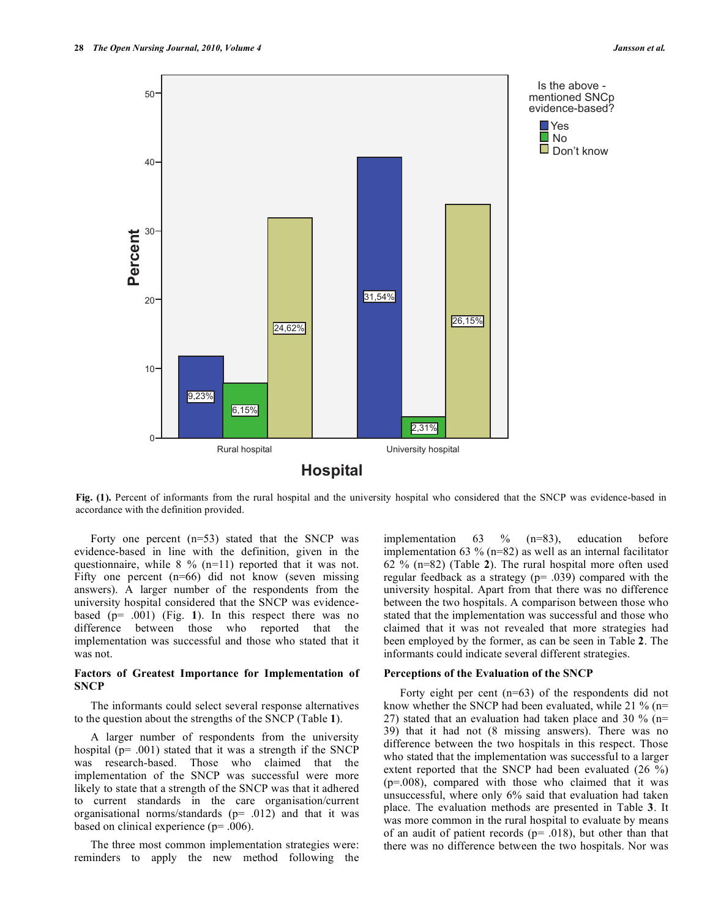**Fig. (1).** Percent of informants from the rural hospital and the university hospital who considered that the SNCP was evidence-based in accordance with the definition provided.

Forty one percent (n=53) stated that the SNCP was evidence-based in line with the definition, given in the questionnaire, while 8 % (n=11) reported that it was not. Fifty one percent (n=66) did not know (seven missing answers). A larger number of the respondents from the university hospital considered that the SNCP was evidence-based (p= .001) (Fig. **1**). In this respect there was no difference between those who reported that the implementation was successful and those who stated that it was not.

### Factors of Greatest Importance for Implementation of SNCP

The informants could select several response alternatives to the question about the strengths of the SNCP (Table **1**).

A larger number of respondents from the university hospital (p= .001) stated that it was a strength if the SNCP was research-based. Those who claimed that the implementation of the SNCP was successful were more likely to state that a strength of the SNCP was that it adhered to current standards in the care organisation/current organisational norms/standards (p= .012) and that it was based on clinical experience (p= .006).

The three most common implementation strategies were: reminders to apply the new method following the implementation 63 % (n=83), education before implementation 63 % (n=82) as well as an internal facilitator 62 % (n=82) (Table **2**). The rural hospital more often used regular feedback as a strategy (p= .039) compared with the university hospital. Apart from that there was no difference between the two hospitals. A comparison between those who stated that the implementation was successful and those who claimed that it was not revealed that more strategies had been employed by the former, as can be seen in Table **2**. The informants could indicate several different strategies.

### Perceptions of the Evaluation of the SNCP

Forty eight per cent (n=63) of the respondents did not know whether the SNCP had been evaluated, while 21 % (n= 27) stated that an evaluation had taken place and 30 % (n= 39) that it had not (8 missing answers). There was no difference between the two hospitals in this respect. Those who stated that the implementation was successful to a larger extent reported that the SNCP had been evaluated (26 %) (p=.008), compared with those who claimed that it was unsuccessful, where only 6% said that evaluation had taken place. The evaluation methods are presented in Table **3**. It was more common in the rural hospital to evaluate by means of an audit of patient records (p= .018), but other than that there was no difference between the two hospitals. Nor was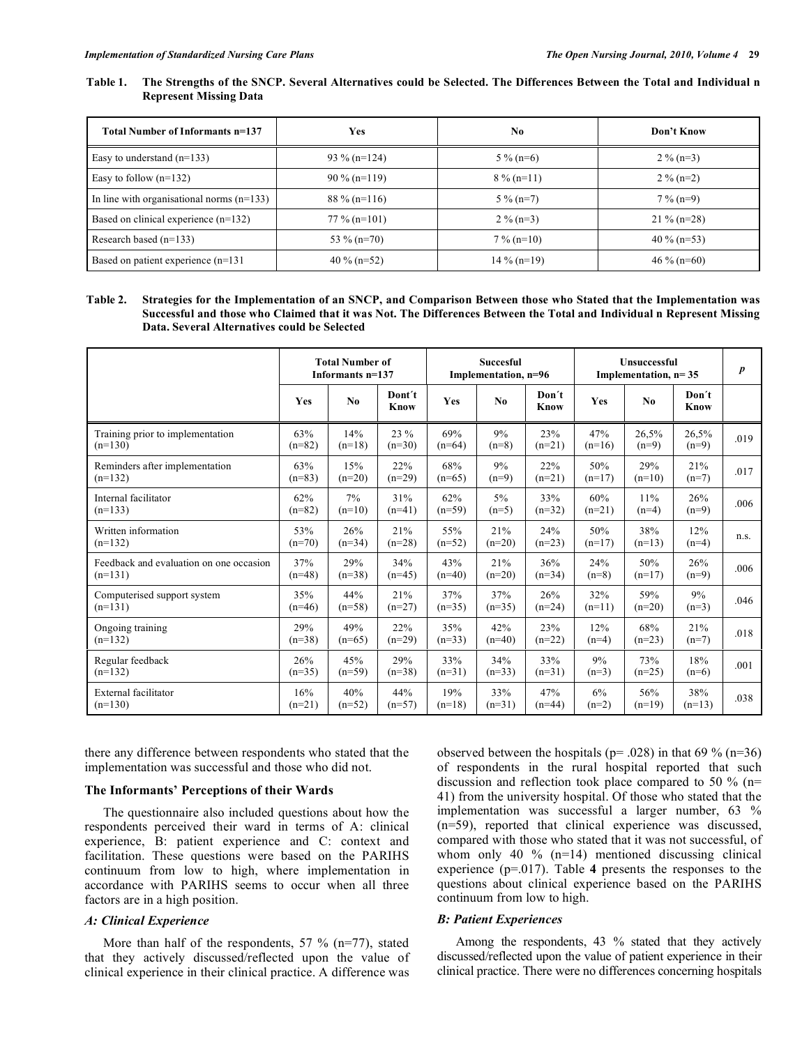**Table 1. The Strengths of the SNCP. Several Alternatives could be Selected. The Differences Between the Total and Individual n Represent Missing Data**

| Total Number of Informants n=137 | Yes | No | Don't Know |
|---|---|---|---|
| Easy to understand (n=133) | 93 % (n=124) | 5 % (n=6) | 2 % (n=3) |
| Easy to follow (n=132) | 90 % (n=119) | 8 % (n=11) | 2 % (n=2) |
| In line with organisational norms (n=133) | 88 % (n=116) | 5 % (n=7) | 7 % (n=9) |
| Based on clinical experience (n=132) | 77 % (n=101) | 2 % (n=3) | 21 % (n=28) |
| Research based (n=133) | 53 % (n=70) | 7 % (n=10) | 40 % (n=53) |
| Based on patient experience (n=131 | 40 % (n=52) | 14 % (n=19) | 46 % (n=60) |

**Table 2. Strategies for the Implementation of an SNCP, and Comparison Between those who Stated that the Implementation was Successful and those who Claimed that it was Not. The Differences Between the Total and Individual n Represent Missing Data. Several Alternatives could be Selected**

| | Total Number of Informants n=137 | | | Succesful Implementation, n=96 | | | Unsuccessful Implementation, n= 35 | | | *p* |
|---|---|---|---|---|---|---|---|---|---|---|
| | Yes | No | Dont´t Know | Yes | No | Don´t Know | Yes | No | Don´t Know | |
| Training prior to implementation (n=130) | 63% (n=82) | 14% (n=18) | 23 % (n=30) | 69% (n=64) | 9% (n=8) | 23% (n=21) | 47% (n=16) | 26,5% (n=9) | 26,5% (n=9) | .019 |
| Reminders after implementation (n=132) | 63% (n=83) | 15% (n=20) | 22% (n=29) | 68% (n=65) | 9% (n=9) | 22% (n=21) | 50% (n=17) | 29% (n=10) | 21% (n=7) | .017 |
| Internal facilitator (n=133) | 62% (n=82) | 7% (n=10) | 31% (n=41) | 62% (n=59) | 5% (n=5) | 33% (n=32) | 60% (n=21) | 11% (n=4) | 26% (n=9) | .006 |
| Written information (n=132) | 53% (n=70) | 26% (n=34) | 21% (n=28) | 55% (n=52) | 21% (n=20) | 24% (n=23) | 50% (n=17) | 38% (n=13) | 12% (n=4) | n.s. |
| Feedback and evaluation on one occasion (n=131) | 37% (n=48) | 29% (n=38) | 34% (n=45) | 43% (n=40) | 21% (n=20) | 36% (n=34) | 24% (n=8) | 50% (n=17) | 26% (n=9) | .006 |
| Computerised support system (n=131) | 35% (n=46) | 44% (n=58) | 21% (n=27) | 37% (n=35) | 37% (n=35) | 26% (n=24) | 32% (n=11) | 59% (n=20) | 9% (n=3) | .046 |
| Ongoing training (n=132) | 29% (n=38) | 49% (n=65) | 22% (n=29) | 35% (n=33) | 42% (n=40) | 23% (n=22) | 12% (n=4) | 68% (n=23) | 21% (n=7) | .018 |
| Regular feedback (n=132) | 26% (n=35) | 45% (n=59) | 29% (n=38) | 33% (n=31) | 34% (n=33) | 33% (n=31) | 9% (n=3) | 73% (n=25) | 18% (n=6) | .001 |
| External facilitator (n=130) | 16% (n=21) | 40% (n=52) | 44% (n=57) | 19% (n=18) | 33% (n=31) | 47% (n=44) | 6% (n=2) | 56% (n=19) | 38% (n=13) | .038 |

there any difference between respondents who stated that the implementation was successful and those who did not.

### The Informants' Perceptions of their Wards

The questionnaire also included questions about how the respondents perceived their ward in terms of A: clinical experience, B: patient experience and C: context and facilitation. These questions were based on the PARIHS continuum from low to high, where implementation in accordance with PARIHS seems to occur when all three factors are in a high position.

#### *A: Clinical Experience*

More than half of the respondents, 57 % (n=77), stated that they actively discussed/reflected upon the value of clinical experience in their clinical practice. A difference was observed between the hospitals (p= .028) in that 69 % (n=36) of respondents in the rural hospital reported that such discussion and reflection took place compared to 50 % (n= 41) from the university hospital. Of those who stated that the implementation was successful a larger number, 63 % (n=59), reported that clinical experience was discussed, compared with those who stated that it was not successful, of whom only 40 % (n=14) mentioned discussing clinical experience (p=.017). Table **4** presents the responses to the questions about clinical experience based on the PARIHS continuum from low to high.

#### *B: Patient Experiences*

Among the respondents, 43 % stated that they actively discussed/reflected upon the value of patient experience in their clinical practice. There were no differences concerning hospitals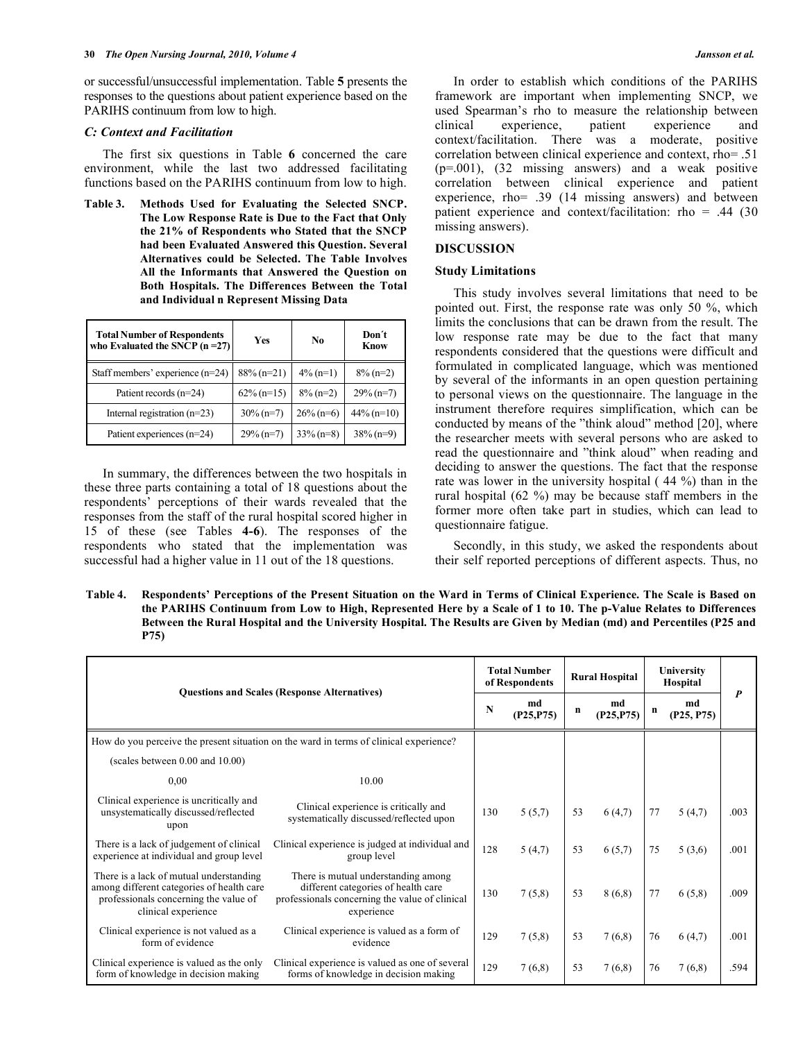or successful/unsuccessful implementation. Table **5** presents the responses to the questions about patient experience based on the PARIHS continuum from low to high.

### *C: Context and Facilitation*

The first six questions in Table **6** concerned the care environment, while the last two addressed facilitating functions based on the PARIHS continuum from low to high.

**Table 3. Methods Used for Evaluating the Selected SNCP. The Low Response Rate is Due to the Fact that Only the 21% of Respondents who Stated that the SNCP had been Evaluated Answered this Question. Several Alternatives could be Selected. The Table Involves All the Informants that Answered the Question on Both Hospitals. The Differences Between the Total and Individual n Represent Missing Data**

| Total Number of Respondents who Evaluated the SNCP (n =27) | Yes | No | Don´t Know |
|---|---|---|---|
| Staff members' experience (n=24) | 88% (n=21) | 4% (n=1) | 8% (n=2) |
| Patient records (n=24) | 62% (n=15) | 8% (n=2) | 29% (n=7) |
| Internal registration (n=23) | 30% (n=7) | 26% (n=6) | 44% (n=10) |
| Patient experiences (n=24) | 29% (n=7) | 33% (n=8) | 38% (n=9) |

In summary, the differences between the two hospitals in these three parts containing a total of 18 questions about the respondents' perceptions of their wards revealed that the responses from the staff of the rural hospital scored higher in 15 of these (see Tables **4-6**). The responses of the respondents who stated that the implementation was successful had a higher value in 11 out of the 18 questions.

In order to establish which conditions of the PARIHS framework are important when implementing SNCP, we used Spearman's rho to measure the relationship between clinical experience, patient experience and context/facilitation. There was a moderate, positive correlation between clinical experience and context, rho= .51 (p=.001), (32 missing answers) and a weak positive correlation between clinical experience and patient experience, rho= .39 (14 missing answers) and between patient experience and context/facilitation: rho = .44 (30 missing answers).

## DISCUSSION

### Study Limitations

This study involves several limitations that need to be pointed out. First, the response rate was only 50 %, which limits the conclusions that can be drawn from the result. The low response rate may be due to the fact that many respondents considered that the questions were difficult and formulated in complicated language, which was mentioned by several of the informants in an open question pertaining to personal views on the questionnaire. The language in the instrument therefore requires simplification, which can be conducted by means of the "think aloud" method [20], where the researcher meets with several persons who are asked to read the questionnaire and "think aloud" when reading and deciding to answer the questions. The fact that the response rate was lower in the university hospital ( 44 %) than in the rural hospital (62 %) may be because staff members in the former more often take part in studies, which can lead to questionnaire fatigue.

Secondly, in this study, we asked the respondents about their self reported perceptions of different aspects. Thus, no

**Table 4. Respondents' Perceptions of the Present Situation on the Ward in Terms of Clinical Experience. The Scale is Based on the PARIHS Continuum from Low to High, Represented Here by a Scale of 1 to 10. The p-Value Relates to Differences Between the Rural Hospital and the University Hospital. The Results are Given by Median (md) and Percentiles (P25 and P75)**

| Questions and Scales (Response Alternatives) | | Total Number of Respondents | | Rural Hospital | | University Hospital | | *P* |
|---|---|---|---|---|---|---|---|---|
| | | N | md (P25,P75) | n | md (P25,P75) | n | md (P25, P75) | |
| How do you perceive the present situation on the ward in terms of clinical experience? | | | | | | | | |
| (scales between 0.00 and 10.00) | | | | | | | | |
| 0,00 | 10.00 | | | | | | | |
| Clinical experience is uncritically and unsystematically discussed/reflected upon | Clinical experience is critically and systematically discussed/reflected upon | 130 | 5 (5,7) | 53 | 6 (4,7) | 77 | 5 (4,7) | .003 |
| There is a lack of judgement of clinical experience at individual and group level | Clinical experience is judged at individual and group level | 128 | 5 (4,7) | 53 | 6 (5,7) | 75 | 5 (3,6) | .001 |
| There is a lack of mutual understanding among different categories of health care professionals concerning the value of clinical experience | There is mutual understanding among different categories of health care professionals concerning the value of clinical experience | 130 | 7 (5,8) | 53 | 8 (6,8) | 77 | 6 (5,8) | .009 |
| Clinical experience is not valued as a form of evidence | Clinical experience is valued as a form of evidence | 129 | 7 (5,8) | 53 | 7 (6,8) | 76 | 6 (4,7) | .001 |
| Clinical experience is valued as the only form of knowledge in decision making | Clinical experience is valued as one of several forms of knowledge in decision making | 129 | 7 (6,8) | 53 | 7 (6,8) | 76 | 7 (6,8) | .594 |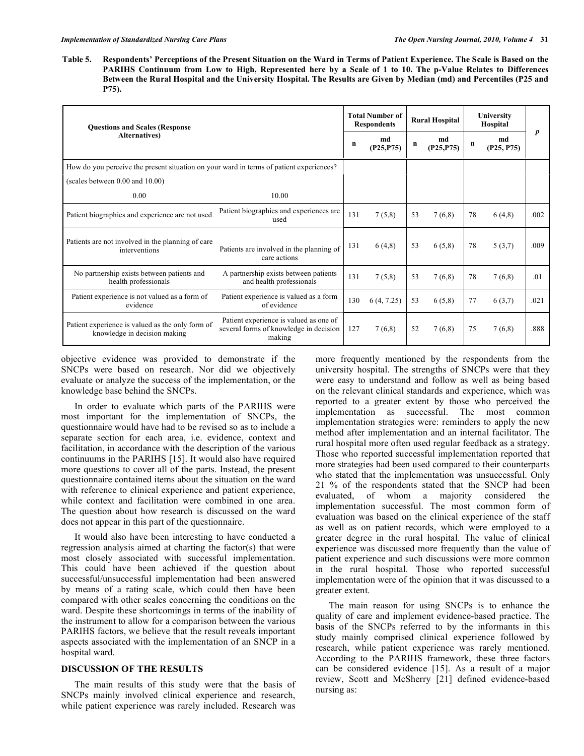**Table 5. Respondents' Perceptions of the Present Situation on the Ward in Terms of Patient Experience. The Scale is Based on the PARIHS Continuum from Low to High, Represented here by a Scale of 1 to 10. The p-Value Relates to Differences Between the Rural Hospital and the University Hospital. The Results are Given by Median (md) and Percentiles (P25 and P75).**

| Questions and Scales (Response Alternatives) | | Total Number of Respondents | | Rural Hospital | | University Hospital | | *p* |
|---|---|---|---|---|---|---|---|---|
| | | n | md (P25,P75) | n | md (P25,P75) | n | md (P25, P75) | |
| How do you perceive the present situation on your ward in terms of patient experiences? (scales between 0.00 and 10.00) | | | | | | | | |
| 0.00 | 10.00 | | | | | | | |
| Patient biographies and experience are not used | Patient biographies and experiences are used | 131 | 7 (5,8) | 53 | 7 (6,8) | 78 | 6 (4,8) | .002 |
| Patients are not involved in the planning of care interventions | Patients are involved in the planning of care actions | 131 | 6 (4,8) | 53 | 6 (5,8) | 78 | 5 (3,7) | .009 |
| No partnership exists between patients and health professionals | A partnership exists between patients and health professionals | 131 | 7 (5,8) | 53 | 7 (6,8) | 78 | 7 (6,8) | .01 |
| Patient experience is not valued as a form of evidence | Patient experience is valued as a form of evidence | 130 | 6 (4, 7.25) | 53 | 6 (5,8) | 77 | 6 (3,7) | .021 |
| Patient experience is valued as the only form of knowledge in decision making | Patient experience is valued as one of several forms of knowledge in decision making | 127 | 7 (6,8) | 52 | 7 (6,8) | 75 | 7 (6,8) | .888 |

objective evidence was provided to demonstrate if the SNCPs were based on research. Nor did we objectively evaluate or analyze the success of the implementation, or the knowledge base behind the SNCPs.

In order to evaluate which parts of the PARIHS were most important for the implementation of SNCPs, the questionnaire would have had to be revised so as to include a separate section for each area, i.e. evidence, context and facilitation, in accordance with the description of the various continuums in the PARIHS [15]. It would also have required more questions to cover all of the parts. Instead, the present questionnaire contained items about the situation on the ward with reference to clinical experience and patient experience, while context and facilitation were combined in one area. The question about how research is discussed on the ward does not appear in this part of the questionnaire.

It would also have been interesting to have conducted a regression analysis aimed at charting the factor(s) that were most closely associated with successful implementation. This could have been achieved if the question about successful/unsuccessful implementation had been answered by means of a rating scale, which could then have been compared with other scales concerning the conditions on the ward. Despite these shortcomings in terms of the inability of the instrument to allow for a comparison between the various PARIHS factors, we believe that the result reveals important aspects associated with the implementation of an SNCP in a hospital ward.

## DISCUSSION OF THE RESULTS

The main results of this study were that the basis of SNCPs mainly involved clinical experience and research, while patient experience was rarely included. Research was more frequently mentioned by the respondents from the university hospital. The strengths of SNCPs were that they were easy to understand and follow as well as being based on the relevant clinical standards and experience, which was reported to a greater extent by those who perceived the implementation as successful. The most common implementation strategies were: reminders to apply the new method after implementation and an internal facilitator. The rural hospital more often used regular feedback as a strategy. Those who reported successful implementation reported that more strategies had been used compared to their counterparts who stated that the implementation was unsuccessful. Only 21 % of the respondents stated that the SNCP had been evaluated, of whom a majority considered the implementation successful. The most common form of evaluation was based on the clinical experience of the staff as well as on patient records, which were employed to a greater degree in the rural hospital. The value of clinical experience was discussed more frequently than the value of patient experience and such discussions were more common in the rural hospital. Those who reported successful implementation were of the opinion that it was discussed to a greater extent.

The main reason for using SNCPs is to enhance the quality of care and implement evidence-based practice. The basis of the SNCPs referred to by the informants in this study mainly comprised clinical experience followed by research, while patient experience was rarely mentioned. According to the PARIHS framework, these three factors can be considered evidence [15]. As a result of a major review, Scott and McSherry [21] defined evidence-based nursing as: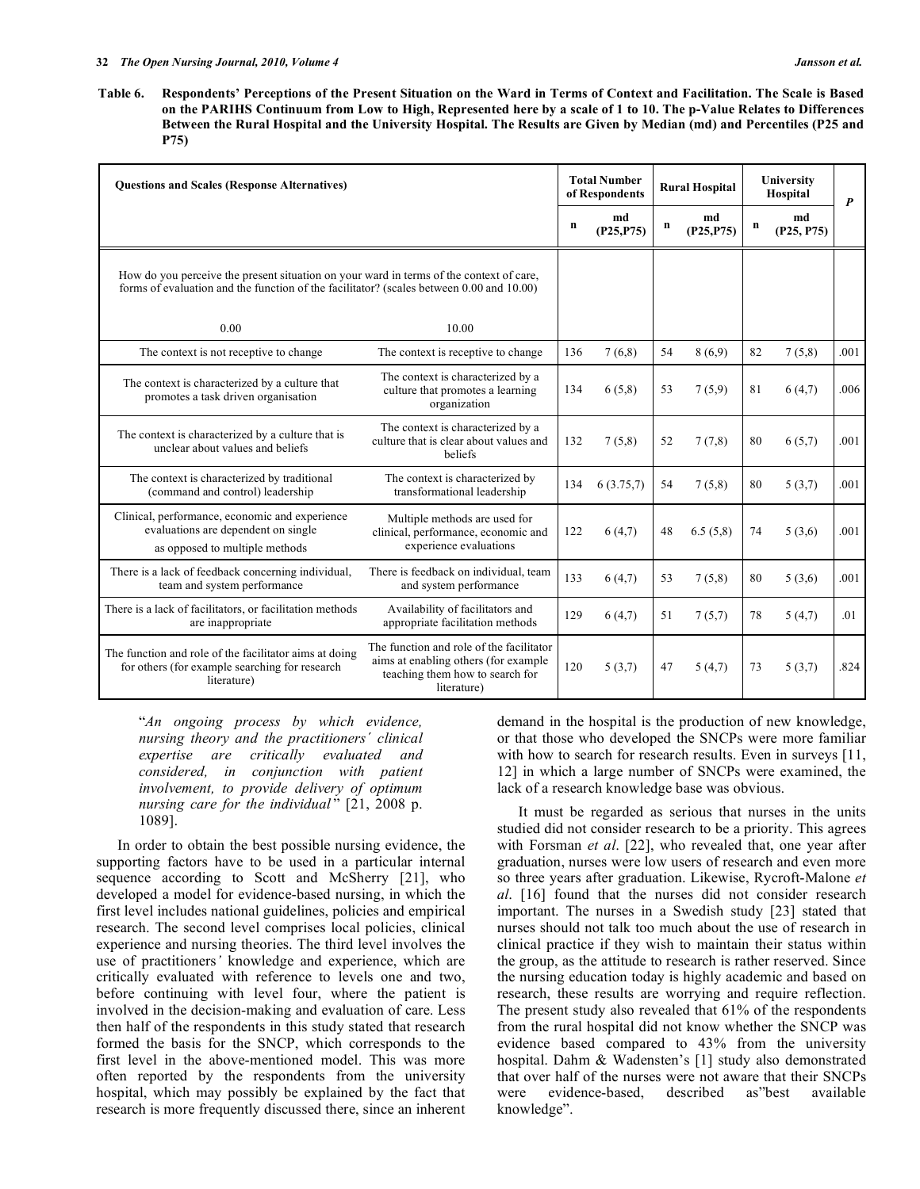**Table 6. Respondents' Perceptions of the Present Situation on the Ward in Terms of Context and Facilitation. The Scale is Based on the PARIHS Continuum from Low to High, Represented here by a scale of 1 to 10. The p-Value Relates to Differences Between the Rural Hospital and the University Hospital. The Results are Given by Median (md) and Percentiles (P25 and P75)**

| Questions and Scales (Response Alternatives) | | Total Number of Respondents | | Rural Hospital | | University Hospital | | *P* |
|---|---|---|---|---|---|---|---|---|
| | | n | md (P25,P75) | n | md (P25,P75) | n | md (P25, P75) | |
| How do you perceive the present situation on your ward in terms of the context of care, forms of evaluation and the function of the facilitator? (scales between 0.00 and 10.00) | | | | | | | | |
| 0.00 | 10.00 | | | | | | | |
| The context is not receptive to change | The context is receptive to change | 136 | 7 (6,8) | 54 | 8 (6,9) | 82 | 7 (5,8) | .001 |
| The context is characterized by a culture that promotes a task driven organisation | The context is characterized by a culture that promotes a learning organization | 134 | 6 (5,8) | 53 | 7 (5,9) | 81 | 6 (4,7) | .006 |
| The context is characterized by a culture that is unclear about values and beliefs | The context is characterized by a culture that is clear about values and beliefs | 132 | 7 (5,8) | 52 | 7 (7,8) | 80 | 6 (5,7) | .001 |
| The context is characterized by traditional (command and control) leadership | The context is characterized by transformational leadership | 134 | 6 (3.75,7) | 54 | 7 (5,8) | 80 | 5 (3,7) | .001 |
| Clinical, performance, economic and experience evaluations are dependent on single as opposed to multiple methods | Multiple methods are used for clinical, performance, economic and experience evaluations | 122 | 6 (4,7) | 48 | 6.5 (5,8) | 74 | 5 (3,6) | .001 |
| There is a lack of feedback concerning individual, team and system performance | There is feedback on individual, team and system performance | 133 | 6 (4,7) | 53 | 7 (5,8) | 80 | 5 (3,6) | .001 |
| There is a lack of facilitators, or facilitation methods are inappropriate | Availability of facilitators and appropriate facilitation methods | 129 | 6 (4,7) | 51 | 7 (5,7) | 78 | 5 (4,7) | .01 |
| The function and role of the facilitator aims at doing for others (for example searching for research literature) | The function and role of the facilitator aims at enabling others (for example teaching them how to search for literature) | 120 | 5 (3,7) | 47 | 5 (4,7) | 73 | 5 (3,7) | .824 |

"*An ongoing process by which evidence, nursing theory and the practitioners´ clinical expertise are critically evaluated and considered, in conjunction with patient involvement, to provide delivery of optimum nursing care for the individual*" [21, 2008 p. 1089].

In order to obtain the best possible nursing evidence, the supporting factors have to be used in a particular internal sequence according to Scott and McSherry [21], who developed a model for evidence-based nursing, in which the first level includes national guidelines, policies and empirical research. The second level comprises local policies, clinical experience and nursing theories. The third level involves the use of practitioners*'* knowledge and experience, which are critically evaluated with reference to levels one and two, before continuing with level four, where the patient is involved in the decision-making and evaluation of care. Less then half of the respondents in this study stated that research formed the basis for the SNCP, which corresponds to the first level in the above-mentioned model. This was more often reported by the respondents from the university hospital, which may possibly be explained by the fact that research is more frequently discussed there, since an inherent demand in the hospital is the production of new knowledge, or that those who developed the SNCPs were more familiar with how to search for research results. Even in surveys [11, 12] in which a large number of SNCPs were examined, the lack of a research knowledge base was obvious.

It must be regarded as serious that nurses in the units studied did not consider research to be a priority. This agrees with Forsman *et al*. [22], who revealed that, one year after graduation, nurses were low users of research and even more so three years after graduation. Likewise, Rycroft-Malone *et al*. [16] found that the nurses did not consider research important. The nurses in a Swedish study [23] stated that nurses should not talk too much about the use of research in clinical practice if they wish to maintain their status within the group, as the attitude to research is rather reserved. Since the nursing education today is highly academic and based on research, these results are worrying and require reflection. The present study also revealed that 61% of the respondents from the rural hospital did not know whether the SNCP was evidence based compared to 43% from the university hospital. Dahm & Wadensten's [1] study also demonstrated that over half of the nurses were not aware that their SNCPs were evidence-based, described as"best available knowledge".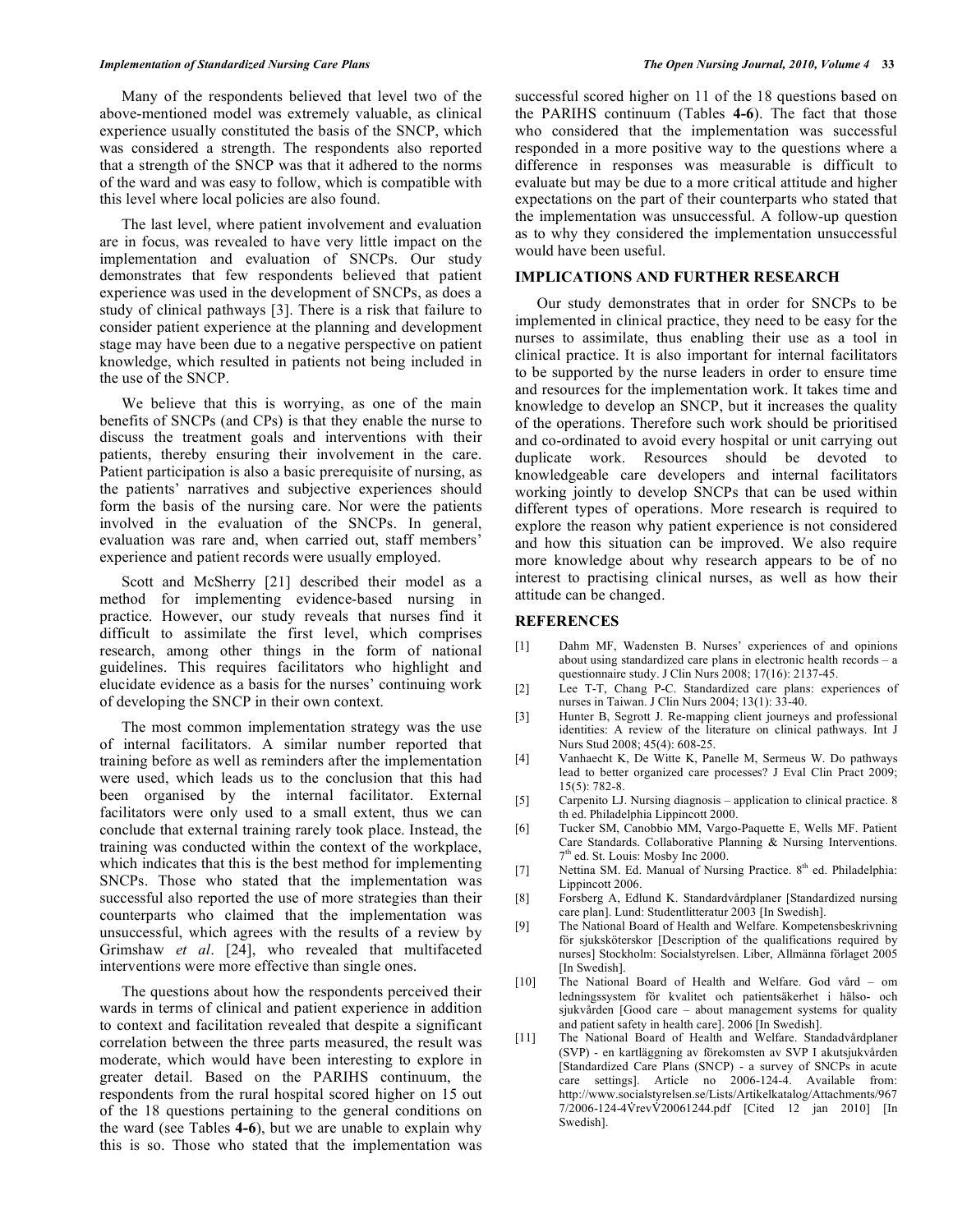Many of the respondents believed that level two of the above-mentioned model was extremely valuable, as clinical experience usually constituted the basis of the SNCP, which was considered a strength. The respondents also reported that a strength of the SNCP was that it adhered to the norms of the ward and was easy to follow, which is compatible with this level where local policies are also found.

The last level, where patient involvement and evaluation are in focus, was revealed to have very little impact on the implementation and evaluation of SNCPs. Our study demonstrates that few respondents believed that patient experience was used in the development of SNCPs, as does a study of clinical pathways [3]. There is a risk that failure to consider patient experience at the planning and development stage may have been due to a negative perspective on patient knowledge, which resulted in patients not being included in the use of the SNCP.

We believe that this is worrying, as one of the main benefits of SNCPs (and CPs) is that they enable the nurse to discuss the treatment goals and interventions with their patients, thereby ensuring their involvement in the care. Patient participation is also a basic prerequisite of nursing, as the patients' narratives and subjective experiences should form the basis of the nursing care. Nor were the patients involved in the evaluation of the SNCPs. In general, evaluation was rare and, when carried out, staff members' experience and patient records were usually employed.

Scott and McSherry [21] described their model as a method for implementing evidence-based nursing in practice. However, our study reveals that nurses find it difficult to assimilate the first level, which comprises research, among other things in the form of national guidelines. This requires facilitators who highlight and elucidate evidence as a basis for the nurses' continuing work of developing the SNCP in their own context.

The most common implementation strategy was the use of internal facilitators. A similar number reported that training before as well as reminders after the implementation were used, which leads us to the conclusion that this had been organised by the internal facilitator. External facilitators were only used to a small extent, thus we can conclude that external training rarely took place. Instead, the training was conducted within the context of the workplace, which indicates that this is the best method for implementing SNCPs. Those who stated that the implementation was successful also reported the use of more strategies than their counterparts who claimed that the implementation was unsuccessful, which agrees with the results of a review by Grimshaw *et al*. [24], who revealed that multifaceted interventions were more effective than single ones.

The questions about how the respondents perceived their wards in terms of clinical and patient experience in addition to context and facilitation revealed that despite a significant correlation between the three parts measured, the result was moderate, which would have been interesting to explore in greater detail. Based on the PARIHS continuum, the respondents from the rural hospital scored higher on 15 out of the 18 questions pertaining to the general conditions on the ward (see Tables **4-6**), but we are unable to explain why this is so. Those who stated that the implementation was successful scored higher on 11 of the 18 questions based on the PARIHS continuum (Tables **4-6**). The fact that those who considered that the implementation was successful responded in a more positive way to the questions where a difference in responses was measurable is difficult to evaluate but may be due to a more critical attitude and higher expectations on the part of their counterparts who stated that the implementation was unsuccessful. A follow-up question as to why they considered the implementation unsuccessful would have been useful.

## IMPLICATIONS AND FURTHER RESEARCH

Our study demonstrates that in order for SNCPs to be implemented in clinical practice, they need to be easy for the nurses to assimilate, thus enabling their use as a tool in clinical practice. It is also important for internal facilitators to be supported by the nurse leaders in order to ensure time and resources for the implementation work. It takes time and knowledge to develop an SNCP, but it increases the quality of the operations. Therefore such work should be prioritised and co-ordinated to avoid every hospital or unit carrying out duplicate work. Resources should be devoted to knowledgeable care developers and internal facilitators working jointly to develop SNCPs that can be used within different types of operations. More research is required to explore the reason why patient experience is not considered and how this situation can be improved. We also require more knowledge about why research appears to be of no interest to practising clinical nurses, as well as how their attitude can be changed.

## REFERENCES

[1] Dahm MF, Wadensten B. Nurses' experiences of and opinions about using standardized care plans in electronic health records – a questionnaire study. J Clin Nurs 2008; 17(16): 2137-45.

[2] Lee T-T, Chang P-C. Standardized care plans: experiences of nurses in Taiwan. J Clin Nurs 2004; 13(1): 33-40.

[3] Hunter B, Segrott J. Re-mapping client journeys and professional identities: A review of the literature on clinical pathways. Int J Nurs Stud 2008; 45(4): 608-25.

[4] Vanhaecht K, De Witte K, Panelle M, Sermeus W. Do pathways lead to better organized care processes? J Eval Clin Pract 2009; 15(5): 782-8.

[5] Carpenito LJ. Nursing diagnosis – application to clinical practice. 8 th ed. Philadelphia Lippincott 2000.

[6] Tucker SM, Canobbio MM, Vargo-Paquette E, Wells MF. Patient Care Standards. Collaborative Planning & Nursing Interventions. 7th ed. St. Louis: Mosby Inc 2000.

[7] Nettina SM. Ed. Manual of Nursing Practice. 8th ed. Philadelphia: Lippincott 2006.

[8] Forsberg A, Edlund K. Standardvårdplaner [Standardized nursing care plan]. Lund: Studentlitteratur 2003 [In Swedish].

[9] The National Board of Health and Welfare. Kompetensbeskrivning för sjuksköterskor [Description of the qualifications required by nurses] Stockholm: Socialstyrelsen. Liber, Allmänna förlaget 2005 [In Swedish].

[10] The National Board of Health and Welfare. God vård – om ledningssystem för kvalitet och patientsäkerhet i hälso- och sjukvården [Good care – about management systems for quality and patient safety in health care]. 2006 [In Swedish].

[11] The National Board of Health and Welfare. Standadvårdplaner (SVP) - en kartläggning av förekomsten av SVP I akutsjukvården [Standardized Care Plans (SNCP) - a survey of SNCPs in acute care settings]. Article no 2006-124-4. Available from: http://www.socialstyrelsen.se/Lists/Artikelkatalog/Attachments/9677/2006-124-4ṼrevṼ20061244.pdf [Cited 12 jan 2010] [In Swedish].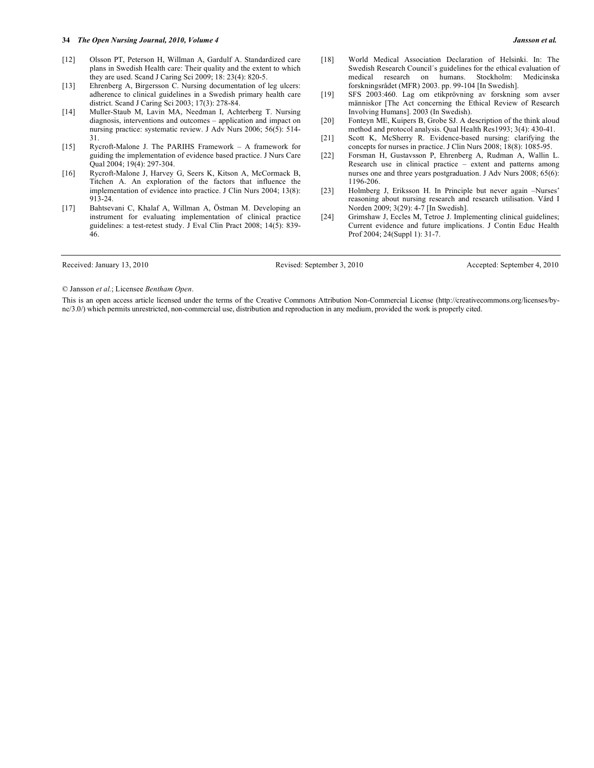[12] Olsson PT, Peterson H, Willman A, Gardulf A. Standardized care plans in Swedish Health care: Their quality and the extent to which they are used. Scand J Caring Sci 2009; 18: 23(4): 820-5.

[13] Ehrenberg A, Birgersson C. Nursing documentation of leg ulcers: adherence to clinical guidelines in a Swedish primary health care district. Scand J Caring Sci 2003; 17(3): 278-84.

[14] Muller-Staub M, Lavin MA, Needman I, Achterberg T. Nursing diagnosis, interventions and outcomes – application and impact on nursing practice: systematic review. J Adv Nurs 2006; 56(5): 514-31.

[15] Rycroft-Malone J. The PARIHS Framework – A framework for guiding the implementation of evidence based practice. J Nurs Care Qual 2004; 19(4): 297-304.

[16] Rycroft-Malone J, Harvey G, Seers K, Kitson A, McCormack B, Titchen A. An exploration of the factors that influence the implementation of evidence into practice. J Clin Nurs 2004; 13(8): 913-24.

[17] Bahtsevani C, Khalaf A, Willman A, Östman M. Developing an instrument for evaluating implementation of clinical practice guidelines: a test-retest study. J Eval Clin Pract 2008; 14(5): 839-46.

[18] World Medical Association Declaration of Helsinki. In: The Swedish Research Council´s guidelines for the ethical evaluation of medical research on humans. Stockholm: Medicinska forskningsrådet (MFR) 2003. pp. 99-104 [In Swedish].

[19] SFS 2003:460. Lag om etikprövning av forskning som avser människor [The Act concerning the Ethical Review of Research Involving Humans]. 2003 (In Swedish).

[20] Fonteyn ME, Kuipers B, Grobe SJ. A description of the think aloud method and protocol analysis. Qual Health Res1993; 3(4): 430-41.

[21] Scott K, McSherry R. Evidence-based nursing: clarifying the concepts for nurses in practice. J Clin Nurs 2008; 18(8): 1085-95.

[22] Forsman H, Gustavsson P, Ehrenberg A, Rudman A, Wallin L. Research use in clinical practice – extent and patterns among nurses one and three years postgraduation. J Adv Nurs 2008; 65(6): 1196-206.

[23] Holmberg J, Eriksson H. In Principle but never again –Nurses' reasoning about nursing research and research utilisation. Vård I Norden 2009; 3(29): 4-7 [In Swedish].

[24] Grimshaw J, Eccles M, Tetroe J. Implementing clinical guidelines; Current evidence and future implications. J Contin Educ Health Prof 2004; 24(Suppl 1): 31-7.

Received: January 13, 2010 Revised: September 3, 2010 Accepted: September 4, 2010

© Jansson *et al.*; Licensee *Bentham Open*.

This is an open access article licensed under the terms of the Creative Commons Attribution Non-Commercial License (http://creativecommons.org/licenses/by-nc/3.0/) which permits unrestricted, non-commercial use, distribution and reproduction in any medium, provided the work is properly cited.